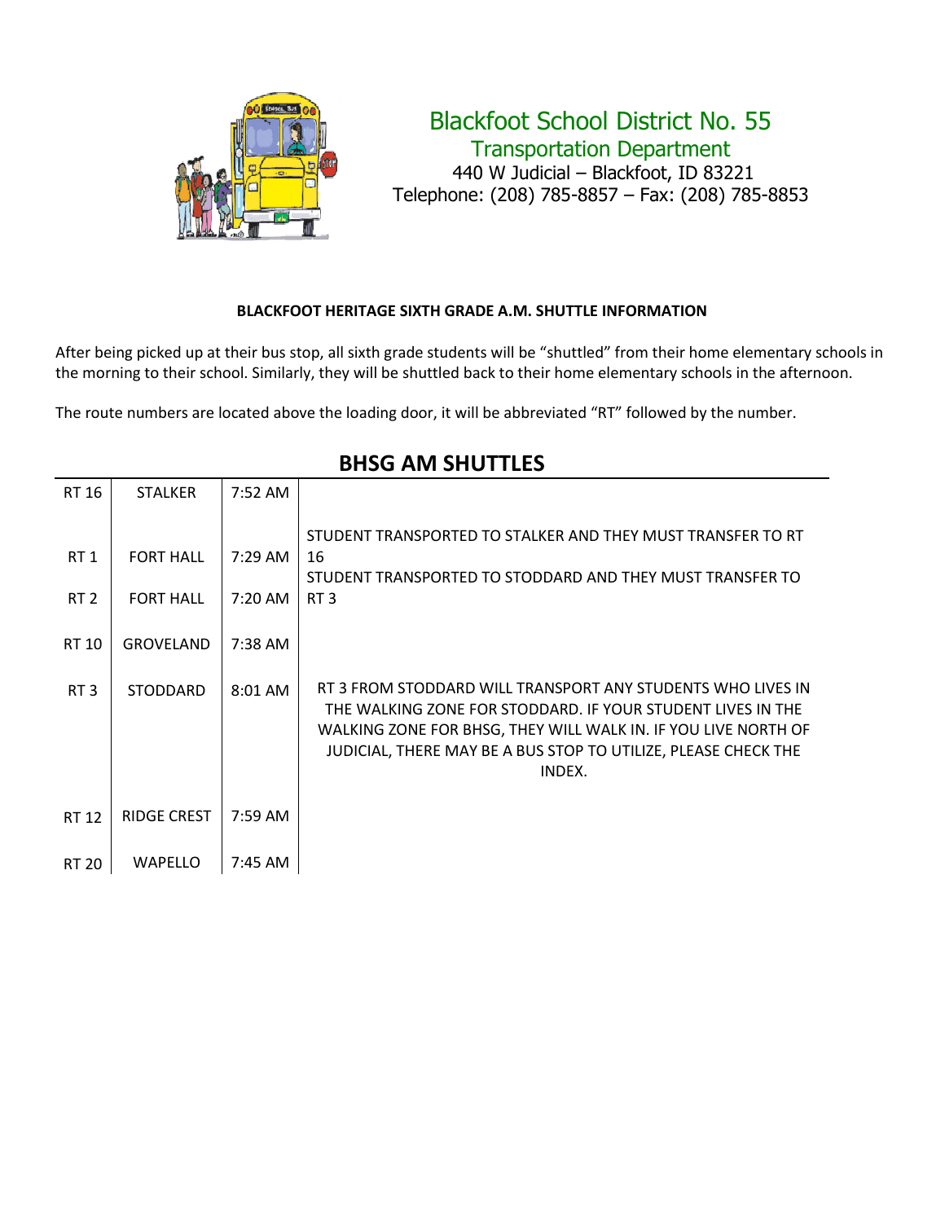Blackfoot School District No. 55
Transportation Department
440 W Judicial – Blackfoot, ID 83221
Telephone: (208) 785-8857 – Fax: (208) 785-8853

**BLACKFOOT HERITAGE SIXTH GRADE A.M. SHUTTLE INFORMATION**

After being picked up at their bus stop, all sixth grade students will be "shuttled" from their home elementary schools in the morning to their school. Similarly, they will be shuttled back to their home elementary schools in the afternoon.

The route numbers are located above the loading door, it will be abbreviated "RT" followed by the number.

## BHSG AM SHUTTLES

| | | | |
|---|---|---|---|
| RT 16 | STALKER | 7:52 AM | |
| RT 1 | FORT HALL | 7:29 AM | STUDENT TRANSPORTED TO STALKER AND THEY MUST TRANSFER TO RT 16 |
| RT 2 | FORT HALL | 7:20 AM | STUDENT TRANSPORTED TO STODDARD AND THEY MUST TRANSFER TO RT 3 |
| RT 10 | GROVELAND | 7:38 AM | |
| RT 3 | STODDARD | 8:01 AM | RT 3 FROM STODDARD WILL TRANSPORT ANY STUDENTS WHO LIVES IN THE WALKING ZONE FOR STODDARD. IF YOUR STUDENT LIVES IN THE WALKING ZONE FOR BHSG, THEY WILL WALK IN. IF YOU LIVE NORTH OF JUDICIAL, THERE MAY BE A BUS STOP TO UTILIZE, PLEASE CHECK THE INDEX. |
| RT 12 | RIDGE CREST | 7:59 AM | |
| RT 20 | WAPELLO | 7:45 AM | |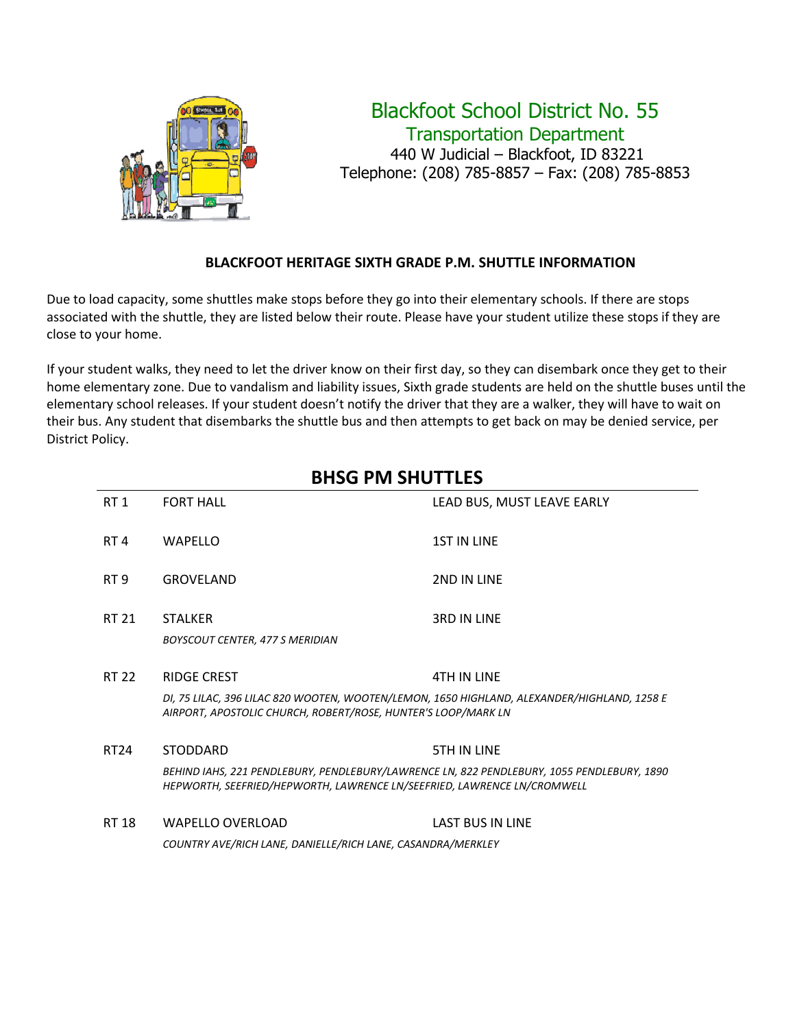# Blackfoot School District No. 55

## Transportation Department

440 W Judicial – Blackfoot, ID 83221
Telephone: (208) 785-8857 – Fax: (208) 785-8853

**BLACKFOOT HERITAGE SIXTH GRADE P.M. SHUTTLE INFORMATION**

Due to load capacity, some shuttles make stops before they go into their elementary schools. If there are stops associated with the shuttle, they are listed below their route. Please have your student utilize these stops if they are close to your home.

If your student walks, they need to let the driver know on their first day, so they can disembark once they get to their home elementary zone. Due to vandalism and liability issues, Sixth grade students are held on the shuttle buses until the elementary school releases. If your student doesn't notify the driver that they are a walker, they will have to wait on their bus. Any student that disembarks the shuttle bus and then attempts to get back on may be denied service, per District Policy.

## BHSG PM SHUTTLES

| | | |
|---|---|---|
| RT 1 | FORT HALL | LEAD BUS, MUST LEAVE EARLY |
| RT 4 | WAPELLO | 1ST IN LINE |
| RT 9 | GROVELAND | 2ND IN LINE |
| RT 21 | STALKER<br>*BOYSCOUT CENTER, 477 S MERIDIAN* | 3RD IN LINE |
| RT 22 | RIDGE CREST<br>*DI, 75 LILAC, 396 LILAC 820 WOOTEN, WOOTEN/LEMON, 1650 HIGHLAND, ALEXANDER/HIGHLAND, 1258 E AIRPORT, APOSTOLIC CHURCH, ROBERT/ROSE, HUNTER'S LOOP/MARK LN* | 4TH IN LINE |
| RT24 | STODDARD<br>*BEHIND IAHS, 221 PENDLEBURY, PENDLEBURY/LAWRENCE LN, 822 PENDLEBURY, 1055 PENDLEBURY, 1890 HEPWORTH, SEEFRIED/HEPWORTH, LAWRENCE LN/SEEFRIED, LAWRENCE LN/CROMWELL* | 5TH IN LINE |
| RT 18 | WAPELLO OVERLOAD<br>*COUNTRY AVE/RICH LANE, DANIELLE/RICH LANE, CASANDRA/MERKLEY* | LAST BUS IN LINE |